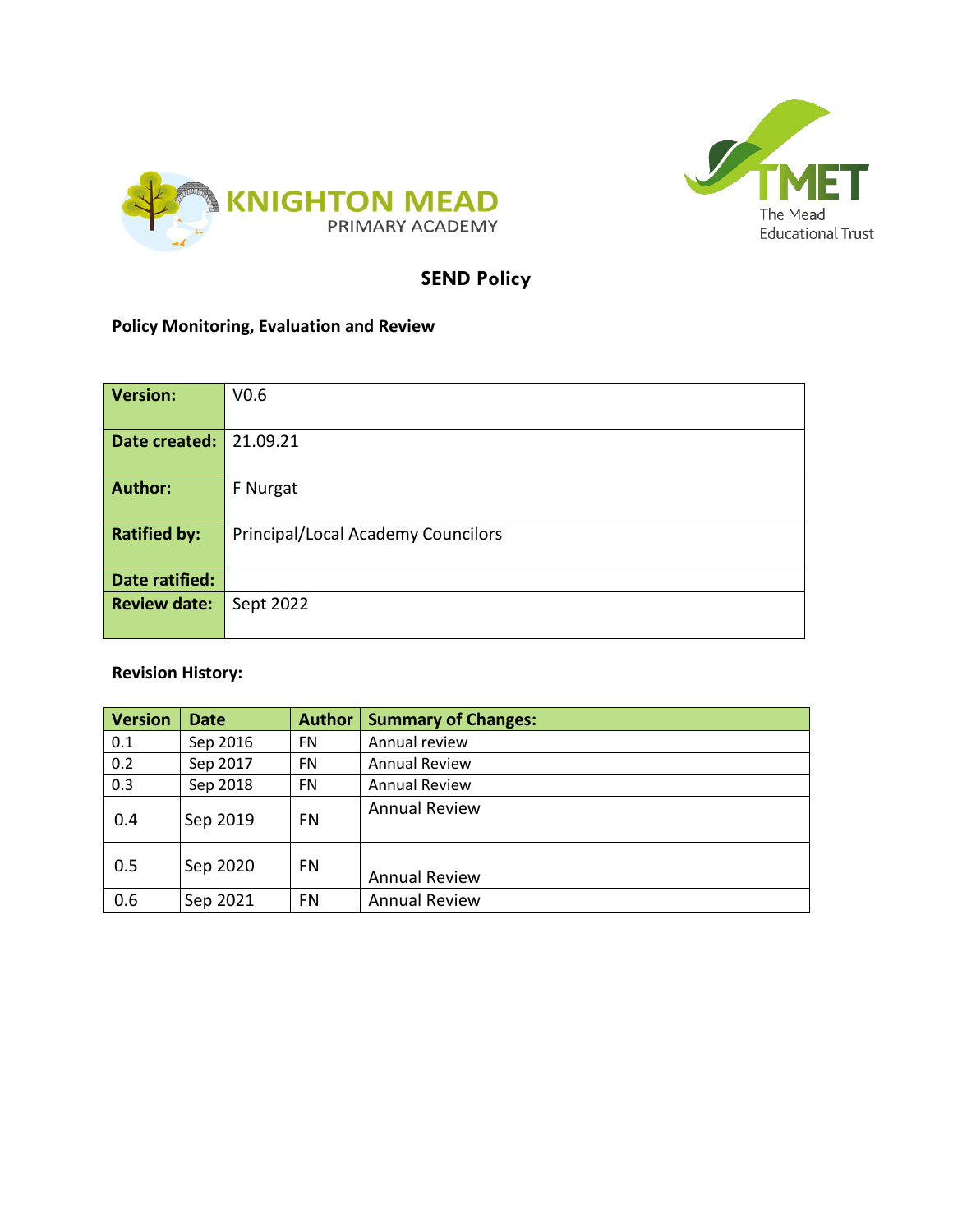KNIGHTON MEAD
PRIMARY ACADEMY

TMET
The Mead
Educational Trust

# SEND Policy

**Policy Monitoring, Evaluation and Review**

| **Version:** | V0.6 |
|---|---|
| **Date created:** | 21.09.21 |
| **Author:** | F Nurgat |
| **Ratified by:** | Principal/Local Academy Councilors |
| **Date ratified:** | |
| **Review date:** | Sept 2022 |

**Revision History:**

| Version | Date | Author | Summary of Changes: |
|---|---|---|---|
| 0.1 | Sep 2016 | FN | Annual review |
| 0.2 | Sep 2017 | FN | Annual Review |
| 0.3 | Sep 2018 | FN | Annual Review |
| 0.4 | Sep 2019 | FN | Annual Review |
| 0.5 | Sep 2020 | FN | Annual Review |
| 0.6 | Sep 2021 | FN | Annual Review |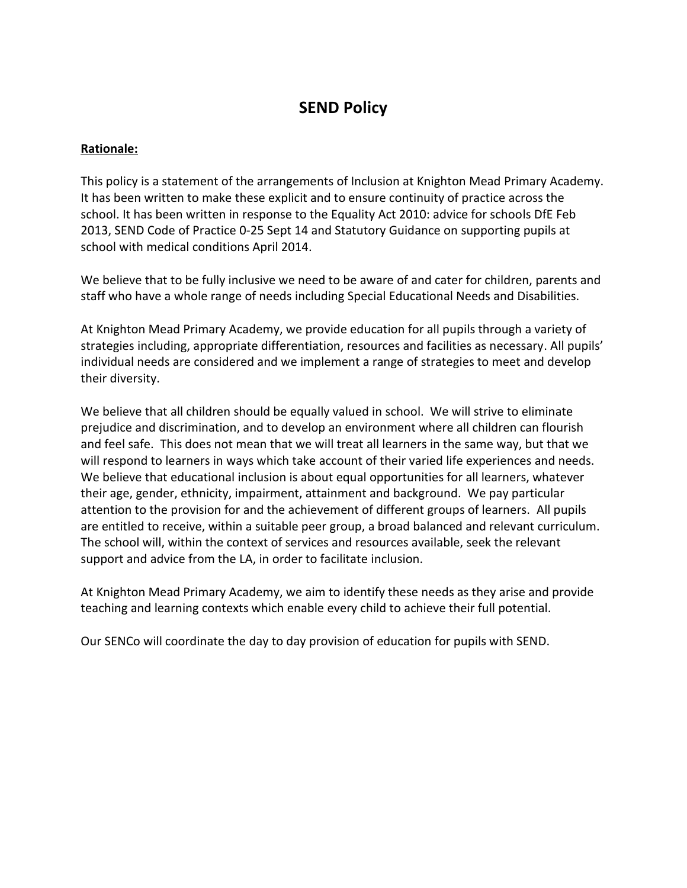# SEND Policy

**Rationale:**

This policy is a statement of the arrangements of Inclusion at Knighton Mead Primary Academy. It has been written to make these explicit and to ensure continuity of practice across the school. It has been written in response to the Equality Act 2010: advice for schools DfE Feb 2013, SEND Code of Practice 0-25 Sept 14 and Statutory Guidance on supporting pupils at school with medical conditions April 2014.

We believe that to be fully inclusive we need to be aware of and cater for children, parents and staff who have a whole range of needs including Special Educational Needs and Disabilities.

At Knighton Mead Primary Academy, we provide education for all pupils through a variety of strategies including, appropriate differentiation, resources and facilities as necessary. All pupils' individual needs are considered and we implement a range of strategies to meet and develop their diversity.

We believe that all children should be equally valued in school. We will strive to eliminate prejudice and discrimination, and to develop an environment where all children can flourish and feel safe. This does not mean that we will treat all learners in the same way, but that we will respond to learners in ways which take account of their varied life experiences and needs. We believe that educational inclusion is about equal opportunities for all learners, whatever their age, gender, ethnicity, impairment, attainment and background. We pay particular attention to the provision for and the achievement of different groups of learners. All pupils are entitled to receive, within a suitable peer group, a broad balanced and relevant curriculum. The school will, within the context of services and resources available, seek the relevant support and advice from the LA, in order to facilitate inclusion.

At Knighton Mead Primary Academy, we aim to identify these needs as they arise and provide teaching and learning contexts which enable every child to achieve their full potential.

Our SENCo will coordinate the day to day provision of education for pupils with SEND.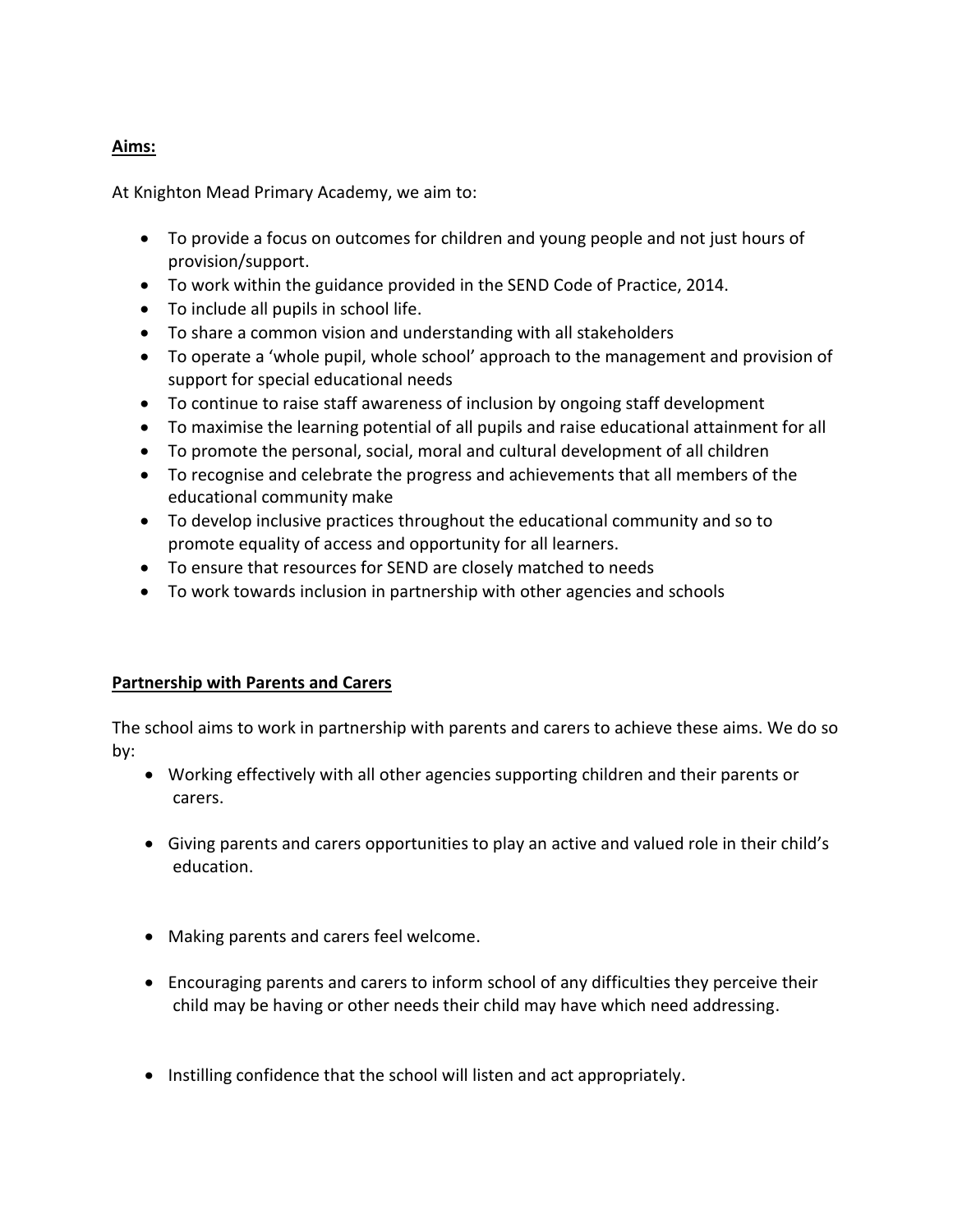## Aims:

At Knighton Mead Primary Academy, we aim to:

- To provide a focus on outcomes for children and young people and not just hours of provision/support.
- To work within the guidance provided in the SEND Code of Practice, 2014.
- To include all pupils in school life.
- To share a common vision and understanding with all stakeholders
- To operate a 'whole pupil, whole school' approach to the management and provision of support for special educational needs
- To continue to raise staff awareness of inclusion by ongoing staff development
- To maximise the learning potential of all pupils and raise educational attainment for all
- To promote the personal, social, moral and cultural development of all children
- To recognise and celebrate the progress and achievements that all members of the educational community make
- To develop inclusive practices throughout the educational community and so to promote equality of access and opportunity for all learners.
- To ensure that resources for SEND are closely matched to needs
- To work towards inclusion in partnership with other agencies and schools

## Partnership with Parents and Carers

The school aims to work in partnership with parents and carers to achieve these aims. We do so by:

- Working effectively with all other agencies supporting children and their parents or carers.
- Giving parents and carers opportunities to play an active and valued role in their child's education.
- Making parents and carers feel welcome.
- Encouraging parents and carers to inform school of any difficulties they perceive their child may be having or other needs their child may have which need addressing.
- Instilling confidence that the school will listen and act appropriately.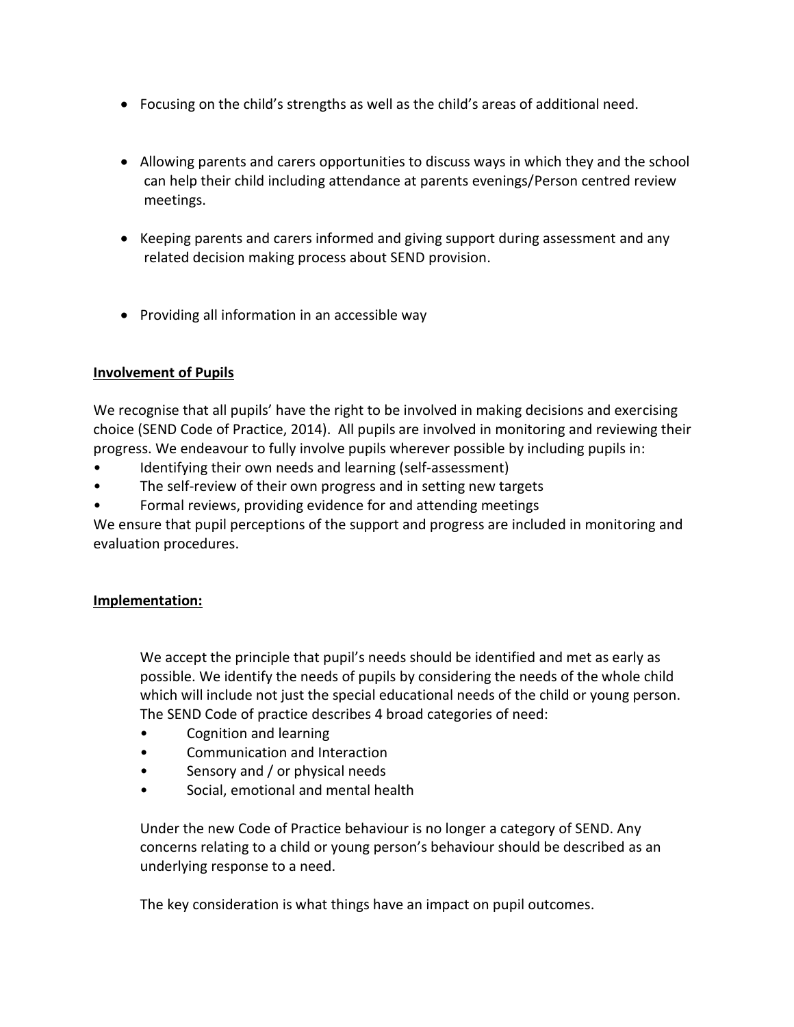- Focusing on the child's strengths as well as the child's areas of additional need.

- Allowing parents and carers opportunities to discuss ways in which they and the school can help their child including attendance at parents evenings/Person centred review meetings.

- Keeping parents and carers informed and giving support during assessment and any related decision making process about SEND provision.

- Providing all information in an accessible way

**Involvement of Pupils**

We recognise that all pupils' have the right to be involved in making decisions and exercising choice (SEND Code of Practice, 2014). All pupils are involved in monitoring and reviewing their progress. We endeavour to fully involve pupils wherever possible by including pupils in:

- Identifying their own needs and learning (self-assessment)
- The self-review of their own progress and in setting new targets
- Formal reviews, providing evidence for and attending meetings

We ensure that pupil perceptions of the support and progress are included in monitoring and evaluation procedures.

**Implementation:**

We accept the principle that pupil's needs should be identified and met as early as possible. We identify the needs of pupils by considering the needs of the whole child which will include not just the special educational needs of the child or young person. The SEND Code of practice describes 4 broad categories of need:

- Cognition and learning
- Communication and Interaction
- Sensory and / or physical needs
- Social, emotional and mental health

Under the new Code of Practice behaviour is no longer a category of SEND. Any concerns relating to a child or young person's behaviour should be described as an underlying response to a need.

The key consideration is what things have an impact on pupil outcomes.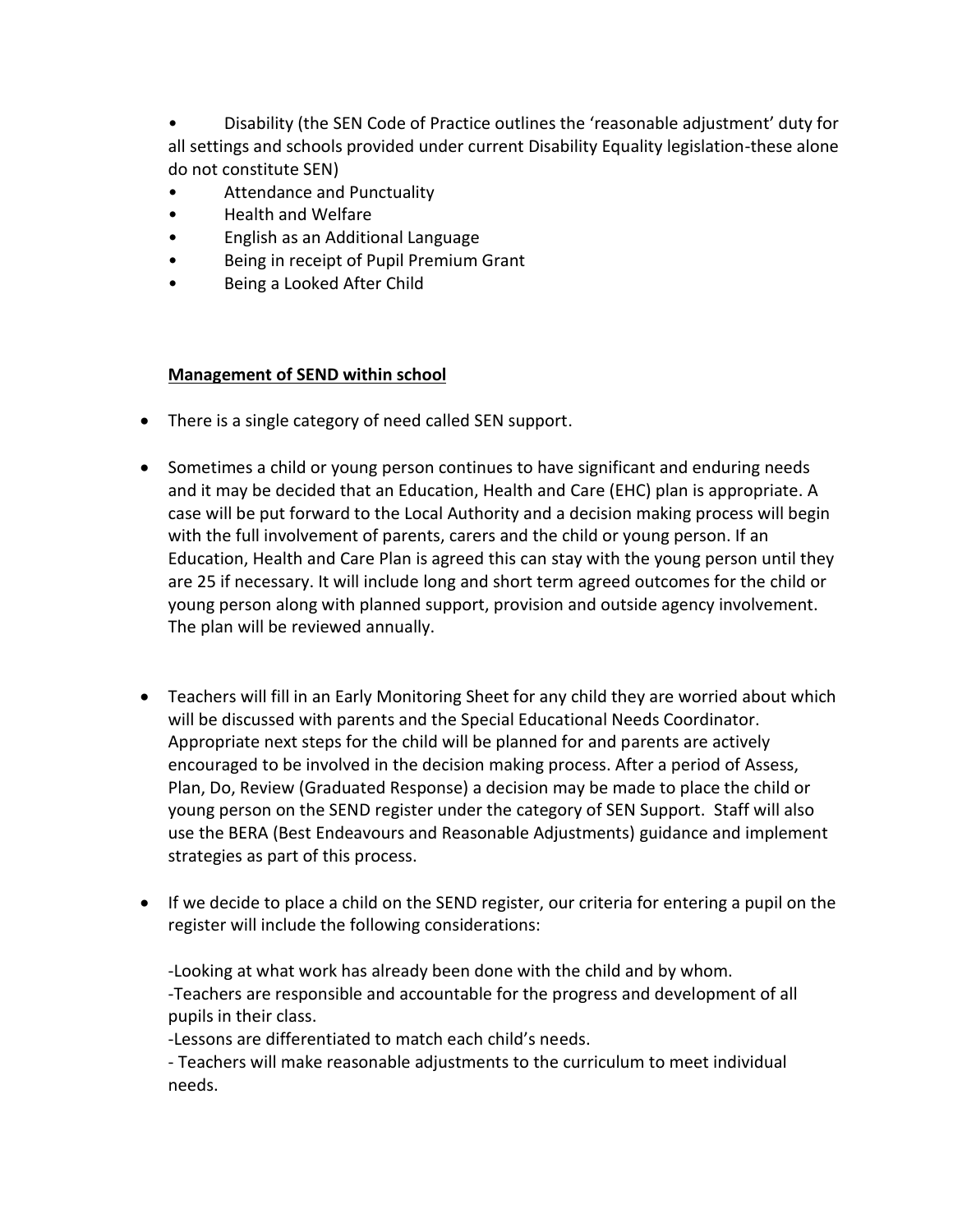- Disability (the SEN Code of Practice outlines the 'reasonable adjustment' duty for all settings and schools provided under current Disability Equality legislation-these alone do not constitute SEN)
- Attendance and Punctuality
- Health and Welfare
- English as an Additional Language
- Being in receipt of Pupil Premium Grant
- Being a Looked After Child

**Management of SEND within school**

- There is a single category of need called SEN support.

- Sometimes a child or young person continues to have significant and enduring needs and it may be decided that an Education, Health and Care (EHC) plan is appropriate. A case will be put forward to the Local Authority and a decision making process will begin with the full involvement of parents, carers and the child or young person. If an Education, Health and Care Plan is agreed this can stay with the young person until they are 25 if necessary. It will include long and short term agreed outcomes for the child or young person along with planned support, provision and outside agency involvement. The plan will be reviewed annually.

- Teachers will fill in an Early Monitoring Sheet for any child they are worried about which will be discussed with parents and the Special Educational Needs Coordinator. Appropriate next steps for the child will be planned for and parents are actively encouraged to be involved in the decision making process. After a period of Assess, Plan, Do, Review (Graduated Response) a decision may be made to place the child or young person on the SEND register under the category of SEN Support. Staff will also use the BERA (Best Endeavours and Reasonable Adjustments) guidance and implement strategies as part of this process.

- If we decide to place a child on the SEND register, our criteria for entering a pupil on the register will include the following considerations:

  -Looking at what work has already been done with the child and by whom.
  -Teachers are responsible and accountable for the progress and development of all pupils in their class.
  -Lessons are differentiated to match each child's needs.
  - Teachers will make reasonable adjustments to the curriculum to meet individual needs.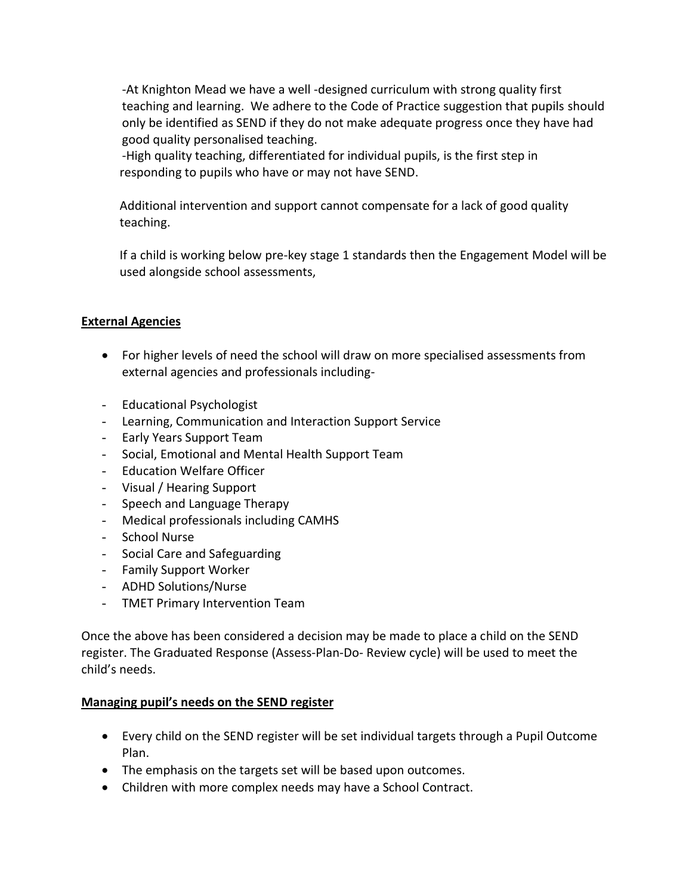-At Knighton Mead we have a well -designed curriculum with strong quality first teaching and learning. We adhere to the Code of Practice suggestion that pupils should only be identified as SEND if they do not make adequate progress once they have had good quality personalised teaching.

-High quality teaching, differentiated for individual pupils, is the first step in responding to pupils who have or may not have SEND.

Additional intervention and support cannot compensate for a lack of good quality teaching.

If a child is working below pre-key stage 1 standards then the Engagement Model will be used alongside school assessments,

**External Agencies**

- For higher levels of need the school will draw on more specialised assessments from external agencies and professionals including-

- Educational Psychologist
- Learning, Communication and Interaction Support Service
- Early Years Support Team
- Social, Emotional and Mental Health Support Team
- Education Welfare Officer
- Visual / Hearing Support
- Speech and Language Therapy
- Medical professionals including CAMHS
- School Nurse
- Social Care and Safeguarding
- Family Support Worker
- ADHD Solutions/Nurse
- TMET Primary Intervention Team

Once the above has been considered a decision may be made to place a child on the SEND register. The Graduated Response (Assess-Plan-Do- Review cycle) will be used to meet the child's needs.

**Managing pupil's needs on the SEND register**

- Every child on the SEND register will be set individual targets through a Pupil Outcome Plan.
- The emphasis on the targets set will be based upon outcomes.
- Children with more complex needs may have a School Contract.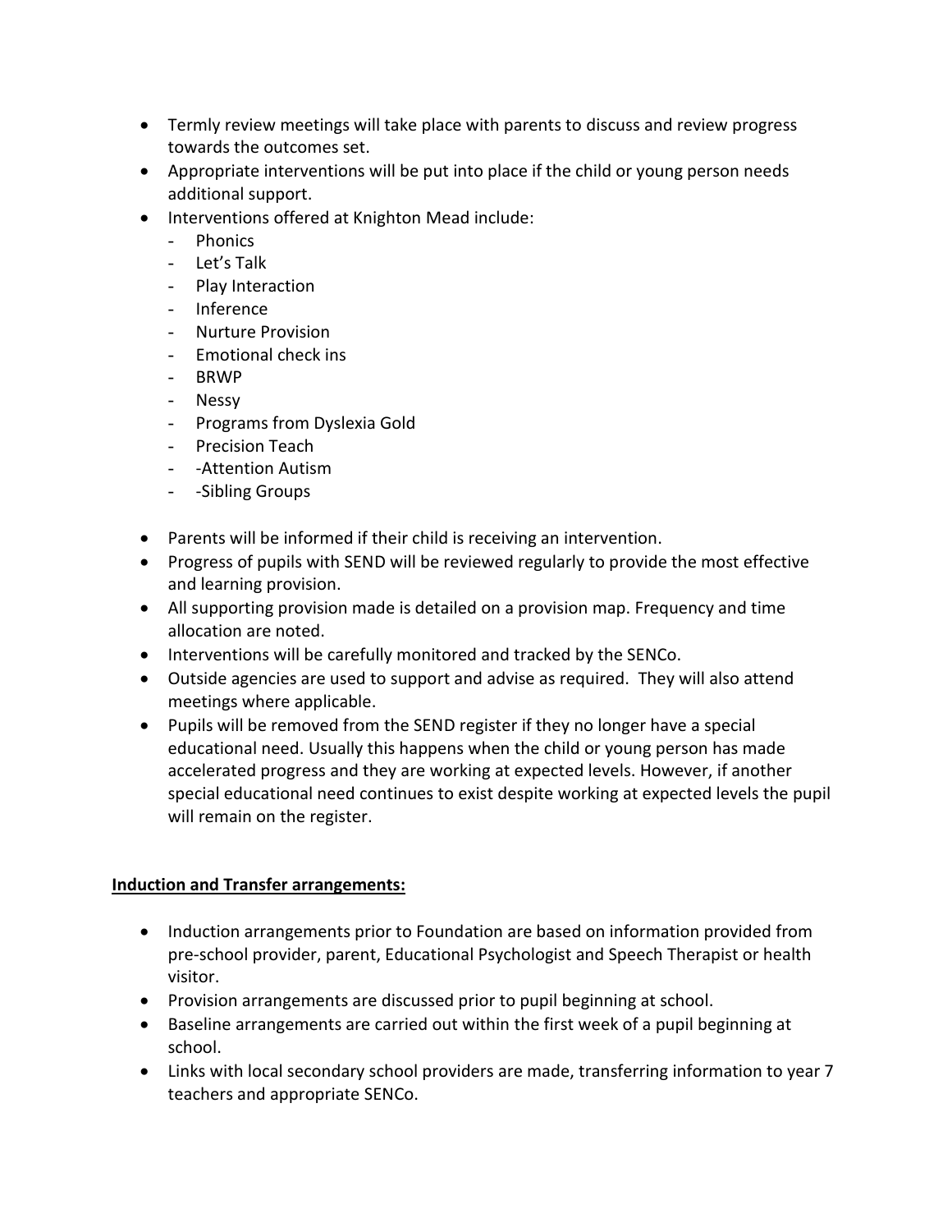- Termly review meetings will take place with parents to discuss and review progress towards the outcomes set.
- Appropriate interventions will be put into place if the child or young person needs additional support.
- Interventions offered at Knighton Mead include:
  - Phonics
  - Let's Talk
  - Play Interaction
  - Inference
  - Nurture Provision
  - Emotional check ins
  - BRWP
  - Nessy
  - Programs from Dyslexia Gold
  - Precision Teach
  - -Attention Autism
  - -Sibling Groups
- Parents will be informed if their child is receiving an intervention.
- Progress of pupils with SEND will be reviewed regularly to provide the most effective and learning provision.
- All supporting provision made is detailed on a provision map. Frequency and time allocation are noted.
- Interventions will be carefully monitored and tracked by the SENCo.
- Outside agencies are used to support and advise as required. They will also attend meetings where applicable.
- Pupils will be removed from the SEND register if they no longer have a special educational need. Usually this happens when the child or young person has made accelerated progress and they are working at expected levels. However, if another special educational need continues to exist despite working at expected levels the pupil will remain on the register.

**Induction and Transfer arrangements:**

- Induction arrangements prior to Foundation are based on information provided from pre-school provider, parent, Educational Psychologist and Speech Therapist or health visitor.
- Provision arrangements are discussed prior to pupil beginning at school.
- Baseline arrangements are carried out within the first week of a pupil beginning at school.
- Links with local secondary school providers are made, transferring information to year 7 teachers and appropriate SENCo.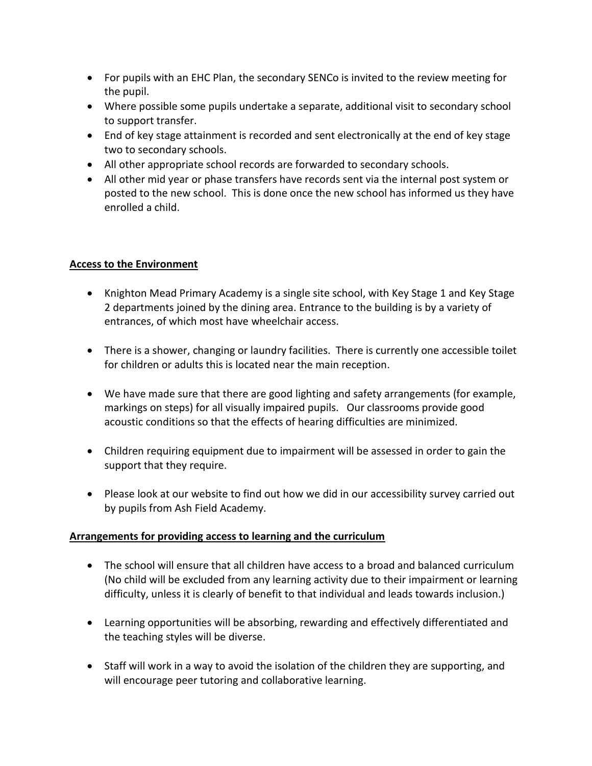- For pupils with an EHC Plan, the secondary SENCo is invited to the review meeting for the pupil.
- Where possible some pupils undertake a separate, additional visit to secondary school to support transfer.
- End of key stage attainment is recorded and sent electronically at the end of key stage two to secondary schools.
- All other appropriate school records are forwarded to secondary schools.
- All other mid year or phase transfers have records sent via the internal post system or posted to the new school. This is done once the new school has informed us they have enrolled a child.

**Access to the Environment**

- Knighton Mead Primary Academy is a single site school, with Key Stage 1 and Key Stage 2 departments joined by the dining area. Entrance to the building is by a variety of entrances, of which most have wheelchair access.

- There is a shower, changing or laundry facilities. There is currently one accessible toilet for children or adults this is located near the main reception.

- We have made sure that there are good lighting and safety arrangements (for example, markings on steps) for all visually impaired pupils. Our classrooms provide good acoustic conditions so that the effects of hearing difficulties are minimized.

- Children requiring equipment due to impairment will be assessed in order to gain the support that they require.

- Please look at our website to find out how we did in our accessibility survey carried out by pupils from Ash Field Academy.

**Arrangements for providing access to learning and the curriculum**

- The school will ensure that all children have access to a broad and balanced curriculum (No child will be excluded from any learning activity due to their impairment or learning difficulty, unless it is clearly of benefit to that individual and leads towards inclusion.)

- Learning opportunities will be absorbing, rewarding and effectively differentiated and the teaching styles will be diverse.

- Staff will work in a way to avoid the isolation of the children they are supporting, and will encourage peer tutoring and collaborative learning.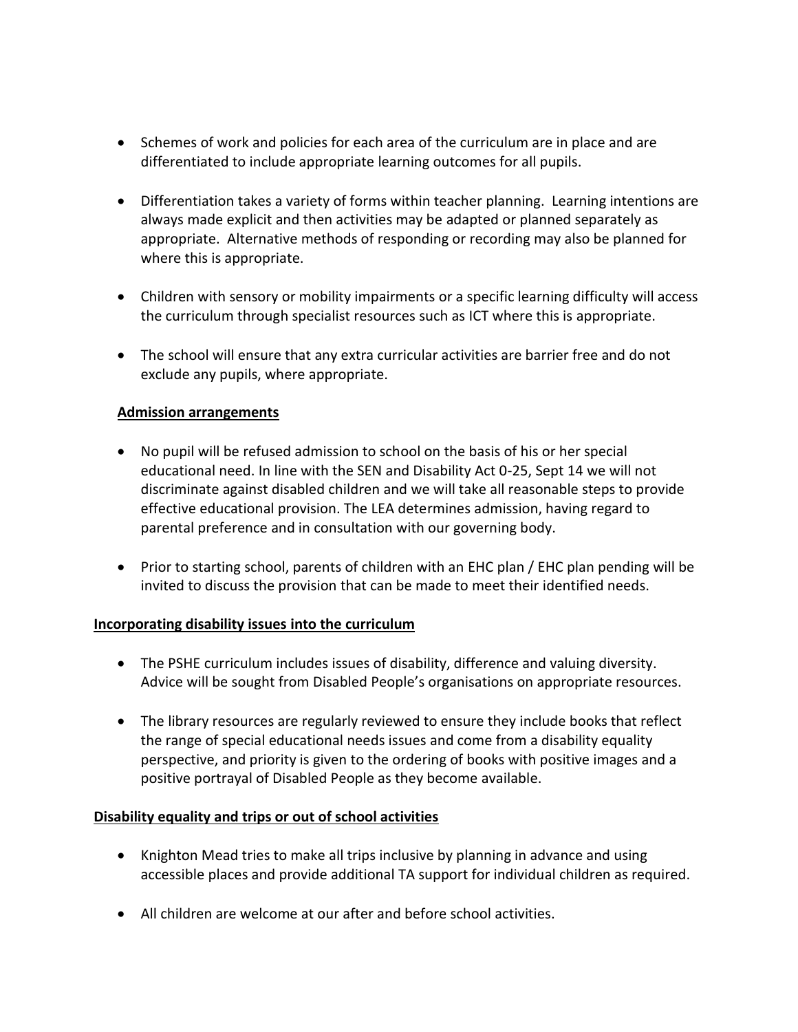- Schemes of work and policies for each area of the curriculum are in place and are differentiated to include appropriate learning outcomes for all pupils.
- Differentiation takes a variety of forms within teacher planning. Learning intentions are always made explicit and then activities may be adapted or planned separately as appropriate. Alternative methods of responding or recording may also be planned for where this is appropriate.
- Children with sensory or mobility impairments or a specific learning difficulty will access the curriculum through specialist resources such as ICT where this is appropriate.
- The school will ensure that any extra curricular activities are barrier free and do not exclude any pupils, where appropriate.

**Admission arrangements**

- No pupil will be refused admission to school on the basis of his or her special educational need. In line with the SEN and Disability Act 0-25, Sept 14 we will not discriminate against disabled children and we will take all reasonable steps to provide effective educational provision. The LEA determines admission, having regard to parental preference and in consultation with our governing body.
- Prior to starting school, parents of children with an EHC plan / EHC plan pending will be invited to discuss the provision that can be made to meet their identified needs.

**Incorporating disability issues into the curriculum**

- The PSHE curriculum includes issues of disability, difference and valuing diversity. Advice will be sought from Disabled People's organisations on appropriate resources.
- The library resources are regularly reviewed to ensure they include books that reflect the range of special educational needs issues and come from a disability equality perspective, and priority is given to the ordering of books with positive images and a positive portrayal of Disabled People as they become available.

**Disability equality and trips or out of school activities**

- Knighton Mead tries to make all trips inclusive by planning in advance and using accessible places and provide additional TA support for individual children as required.
- All children are welcome at our after and before school activities.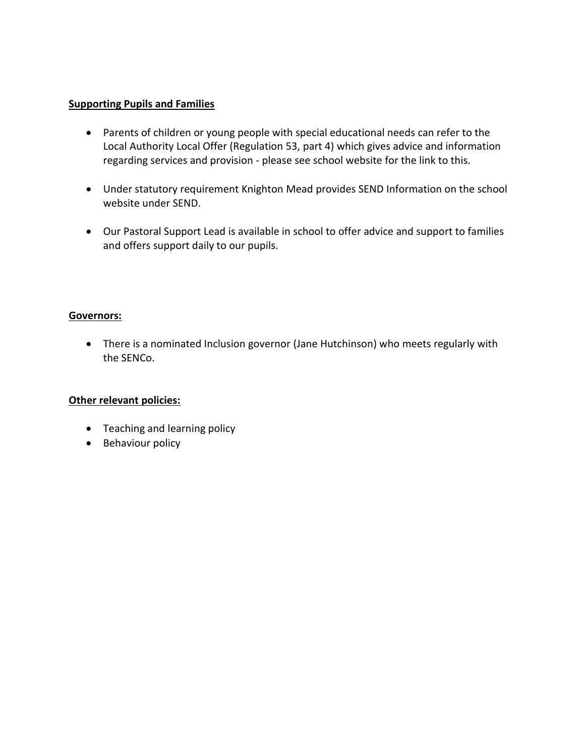**Supporting Pupils and Families**

- Parents of children or young people with special educational needs can refer to the Local Authority Local Offer (Regulation 53, part 4) which gives advice and information regarding services and provision - please see school website for the link to this.
- Under statutory requirement Knighton Mead provides SEND Information on the school website under SEND.
- Our Pastoral Support Lead is available in school to offer advice and support to families and offers support daily to our pupils.

**Governors:**

- There is a nominated Inclusion governor (Jane Hutchinson) who meets regularly with the SENCo.

**Other relevant policies:**

- Teaching and learning policy
- Behaviour policy